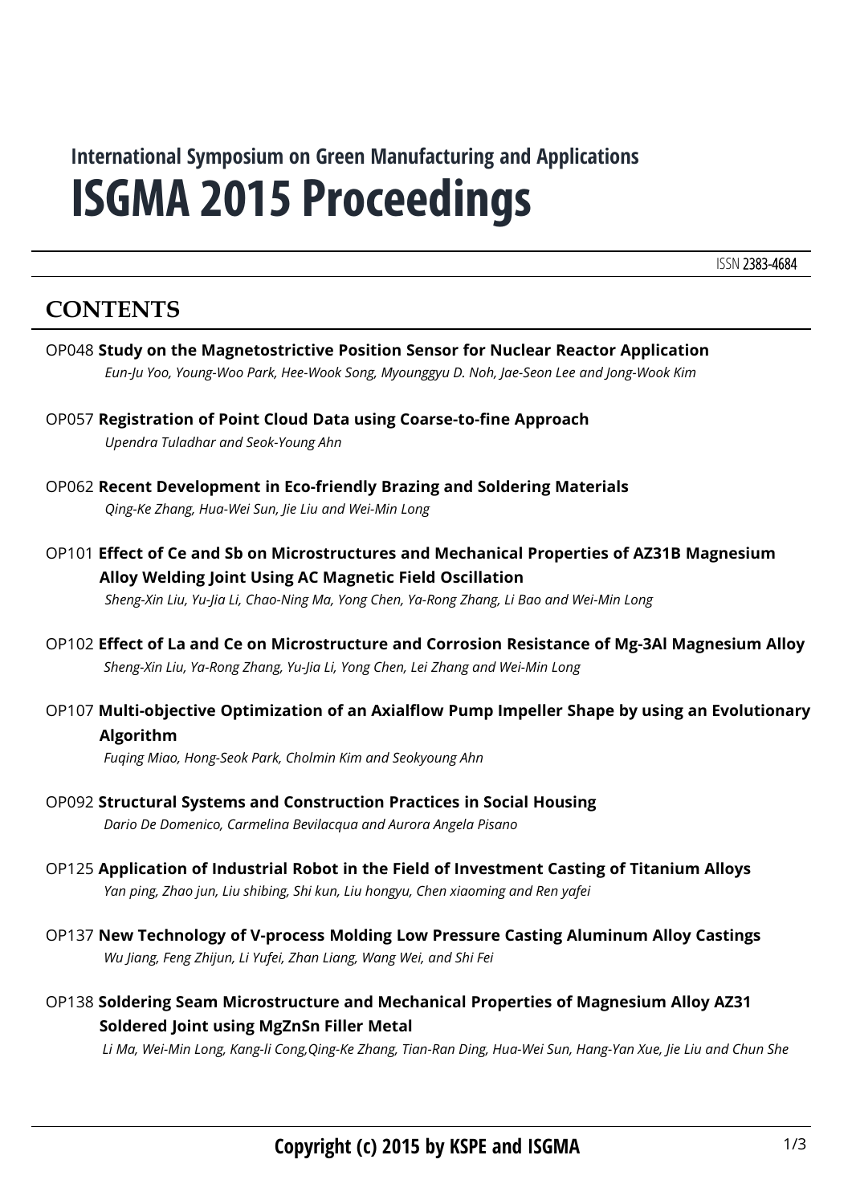International Symposium on Green Manufacturing and Applications

# ISGMA 2015 Proceedings

ISSN 2383-4684

## CONTENTS

OP048 **Study on the Magnetostrictive Position Sensor for Nuclear Reactor Application**
*Eun-Ju Yoo, Young-Woo Park, Hee-Wook Song, Myounggyu D. Noh, Jae-Seon Lee and Jong-Wook Kim*

OP057 **Registration of Point Cloud Data using Coarse-to-fine Approach**
*Upendra Tuladhar and Seok-Young Ahn*

OP062 **Recent Development in Eco-friendly Brazing and Soldering Materials**
*Qing-Ke Zhang, Hua-Wei Sun, Jie Liu and Wei-Min Long*

OP101 **Effect of Ce and Sb on Microstructures and Mechanical Properties of AZ31B Magnesium Alloy Welding Joint Using AC Magnetic Field Oscillation**
*Sheng-Xin Liu, Yu-Jia Li, Chao-Ning Ma, Yong Chen, Ya-Rong Zhang, Li Bao and Wei-Min Long*

OP102 **Effect of La and Ce on Microstructure and Corrosion Resistance of Mg-3Al Magnesium Alloy**
*Sheng-Xin Liu, Ya-Rong Zhang, Yu-Jia Li, Yong Chen, Lei Zhang and Wei-Min Long*

OP107 **Multi-objective Optimization of an Axialflow Pump Impeller Shape by using an Evolutionary Algorithm**
*Fuqing Miao, Hong-Seok Park, Cholmin Kim and Seokyoung Ahn*

OP092 **Structural Systems and Construction Practices in Social Housing**
*Dario De Domenico, Carmelina Bevilacqua and Aurora Angela Pisano*

OP125 **Application of Industrial Robot in the Field of Investment Casting of Titanium Alloys**
*Yan ping, Zhao jun, Liu shibing, Shi kun, Liu hongyu, Chen xiaoming and Ren yafei*

OP137 **New Technology of V-process Molding Low Pressure Casting Aluminum Alloy Castings**
*Wu Jiang, Feng Zhijun, Li Yufei, Zhan Liang, Wang Wei, and Shi Fei*

OP138 **Soldering Seam Microstructure and Mechanical Properties of Magnesium Alloy AZ31 Soldered Joint using MgZnSn Filler Metal**
*Li Ma, Wei-Min Long, Kang-li Cong,Qing-Ke Zhang, Tian-Ran Ding, Hua-Wei Sun, Hang-Yan Xue, Jie Liu and Chun She*

**Copyright (c) 2015 by KSPE and ISGMA**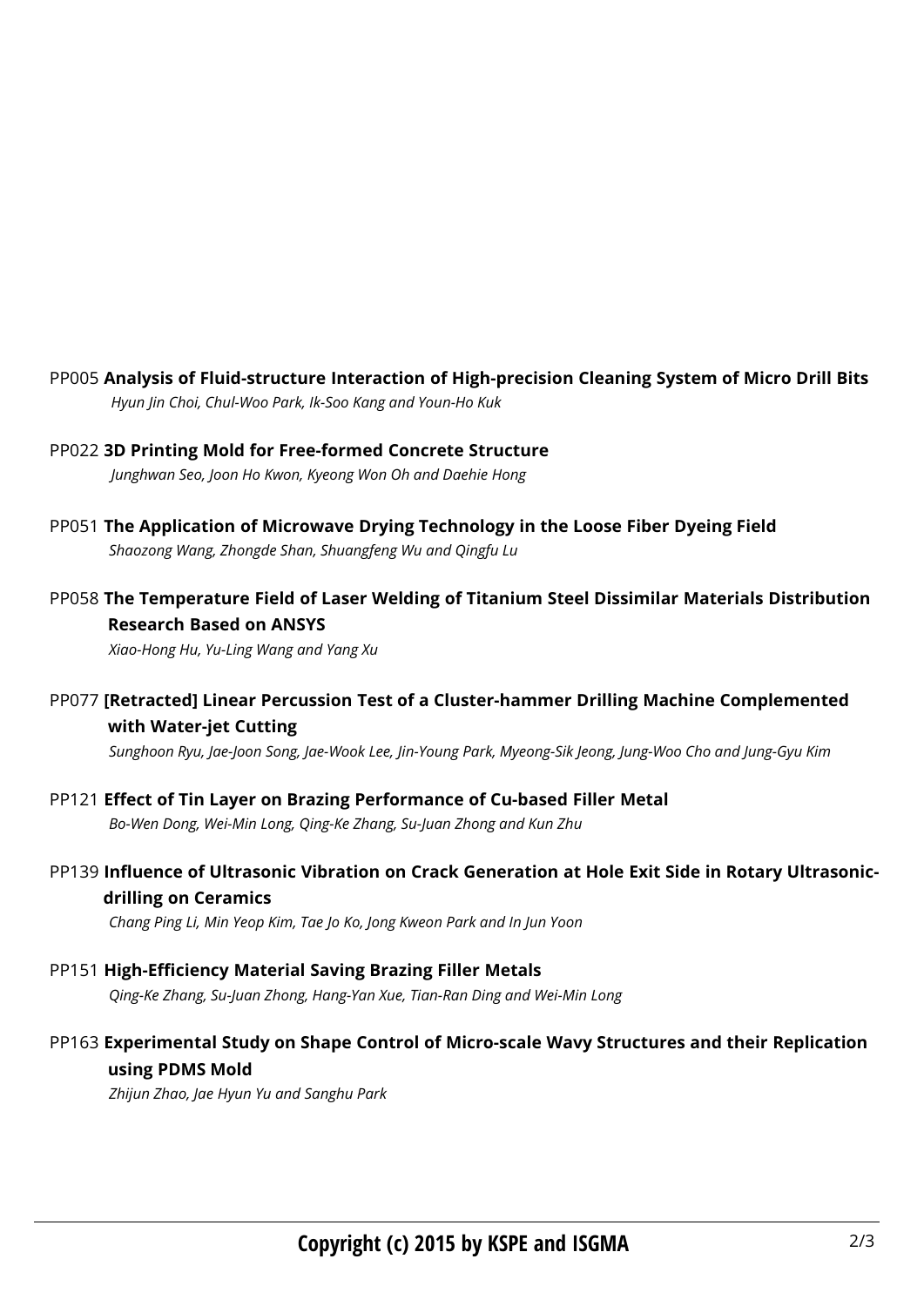PP005 **Analysis of Fluid-structure Interaction of High-precision Cleaning System of Micro Drill Bits**
*Hyun Jin Choi, Chul-Woo Park, Ik-Soo Kang and Youn-Ho Kuk*

PP022 **3D Printing Mold for Free-formed Concrete Structure**
*Junghwan Seo, Joon Ho Kwon, Kyeong Won Oh and Daehie Hong*

PP051 **The Application of Microwave Drying Technology in the Loose Fiber Dyeing Field**
*Shaozong Wang, Zhongde Shan, Shuangfeng Wu and Qingfu Lu*

PP058 **The Temperature Field of Laser Welding of Titanium Steel Dissimilar Materials Distribution Research Based on ANSYS**
*Xiao-Hong Hu, Yu-Ling Wang and Yang Xu*

PP077 **[Retracted] Linear Percussion Test of a Cluster-hammer Drilling Machine Complemented with Water-jet Cutting**
*Sunghoon Ryu, Jae-Joon Song, Jae-Wook Lee, Jin-Young Park, Myeong-Sik Jeong, Jung-Woo Cho and Jung-Gyu Kim*

PP121 **Effect of Tin Layer on Brazing Performance of Cu-based Filler Metal**
*Bo-Wen Dong, Wei-Min Long, Qing-Ke Zhang, Su-Juan Zhong and Kun Zhu*

PP139 **Influence of Ultrasonic Vibration on Crack Generation at Hole Exit Side in Rotary Ultrasonic-drilling on Ceramics**
*Chang Ping Li, Min Yeop Kim, Tae Jo Ko, Jong Kweon Park and In Jun Yoon*

PP151 **High-Efficiency Material Saving Brazing Filler Metals**
*Qing-Ke Zhang, Su-Juan Zhong, Hang-Yan Xue, Tian-Ran Ding and Wei-Min Long*

PP163 **Experimental Study on Shape Control of Micro-scale Wavy Structures and their Replication using PDMS Mold**
*Zhijun Zhao, Jae Hyun Yu and Sanghu Park*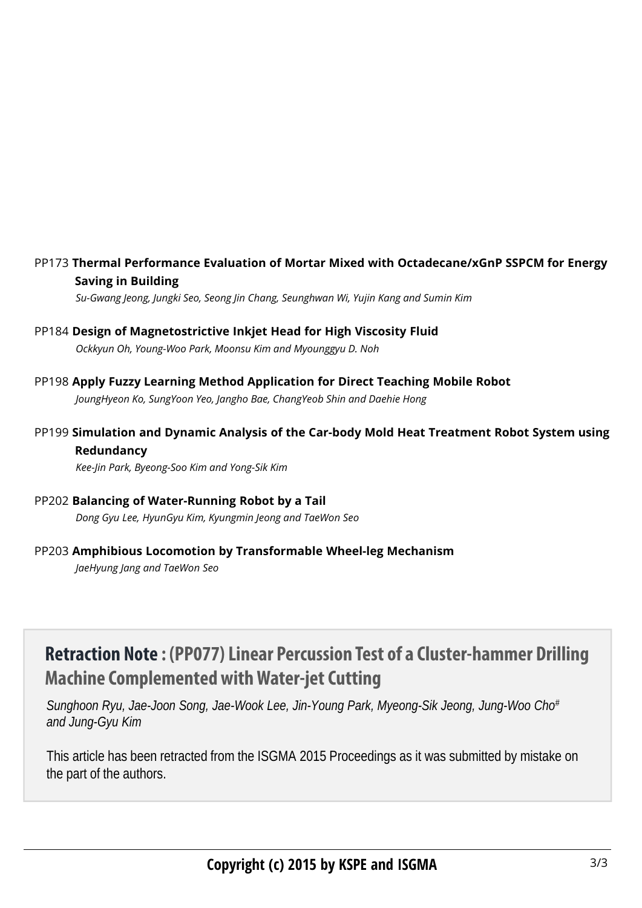PP173 **Thermal Performance Evaluation of Mortar Mixed with Octadecane/xGnP SSPCM for Energy Saving in Building**
*Su-Gwang Jeong, Jungki Seo, Seong Jin Chang, Seunghwan Wi, Yujin Kang and Sumin Kim*

PP184 **Design of Magnetostrictive Inkjet Head for High Viscosity Fluid**
*Ockkyun Oh, Young-Woo Park, Moonsu Kim and Myounggyu D. Noh*

PP198 **Apply Fuzzy Learning Method Application for Direct Teaching Mobile Robot**
*JoungHyeon Ko, SungYoon Yeo, Jangho Bae, ChangYeob Shin and Daehie Hong*

PP199 **Simulation and Dynamic Analysis of the Car-body Mold Heat Treatment Robot System using Redundancy**
*Kee-Jin Park, Byeong-Soo Kim and Yong-Sik Kim*

PP202 **Balancing of Water-Running Robot by a Tail**
*Dong Gyu Lee, HyunGyu Kim, Kyungmin Jeong and TaeWon Seo*

PP203 **Amphibious Locomotion by Transformable Wheel-leg Mechanism**
*JaeHyung Jang and TaeWon Seo*

## Retraction Note : (PP077) Linear Percussion Test of a Cluster-hammer Drilling Machine Complemented with Water-jet Cutting

*Sunghoon Ryu, Jae-Joon Song, Jae-Wook Lee, Jin-Young Park, Myeong-Sik Jeong, Jung-Woo Cho# and Jung-Gyu Kim*

This article has been retracted from the ISGMA 2015 Proceedings as it was submitted by mistake on the part of the authors.

**Copyright (c) 2015 by KSPE and ISGMA**